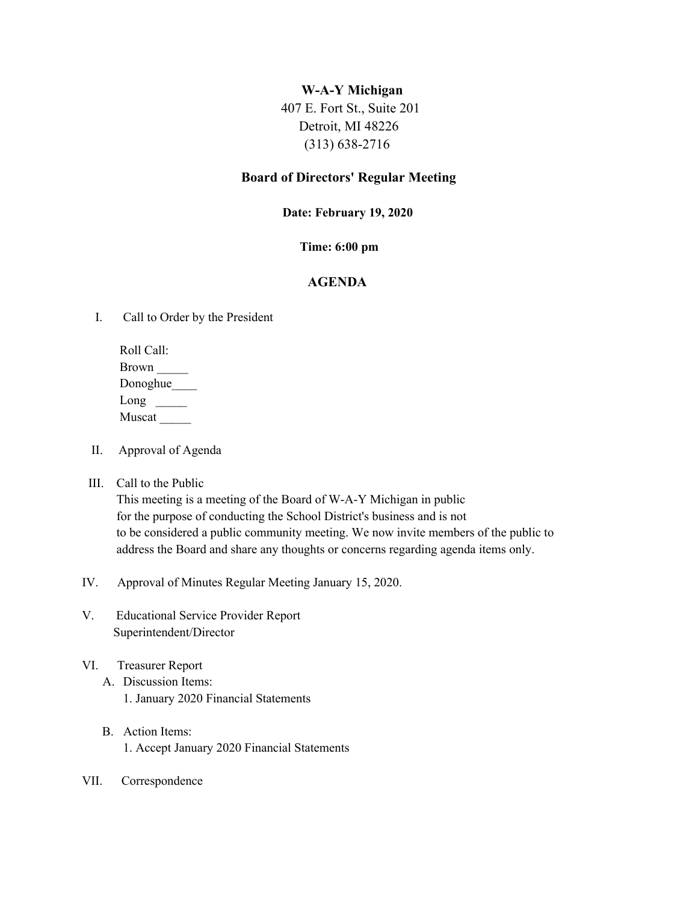**W-A-Y Michigan**
407 E. Fort St., Suite 201
Detroit, MI 48226
(313) 638-2716

## Board of Directors' Regular Meeting

**Date: February 19, 2020**

**Time: 6:00 pm**

## AGENDA

I. Call to Order by the President

Roll Call:
Brown _____
Donoghue____
Long _____
Muscat _____

II. Approval of Agenda

III. Call to the Public
This meeting is a meeting of the Board of W-A-Y Michigan in public for the purpose of conducting the School District's business and is not to be considered a public community meeting. We now invite members of the public to address the Board and share any thoughts or concerns regarding agenda items only.

IV. Approval of Minutes Regular Meeting January 15, 2020.

V. Educational Service Provider Report
Superintendent/Director

VI. Treasurer Report
- A. Discussion Items:
  1. January 2020 Financial Statements
- B. Action Items:
  1. Accept January 2020 Financial Statements

VII. Correspondence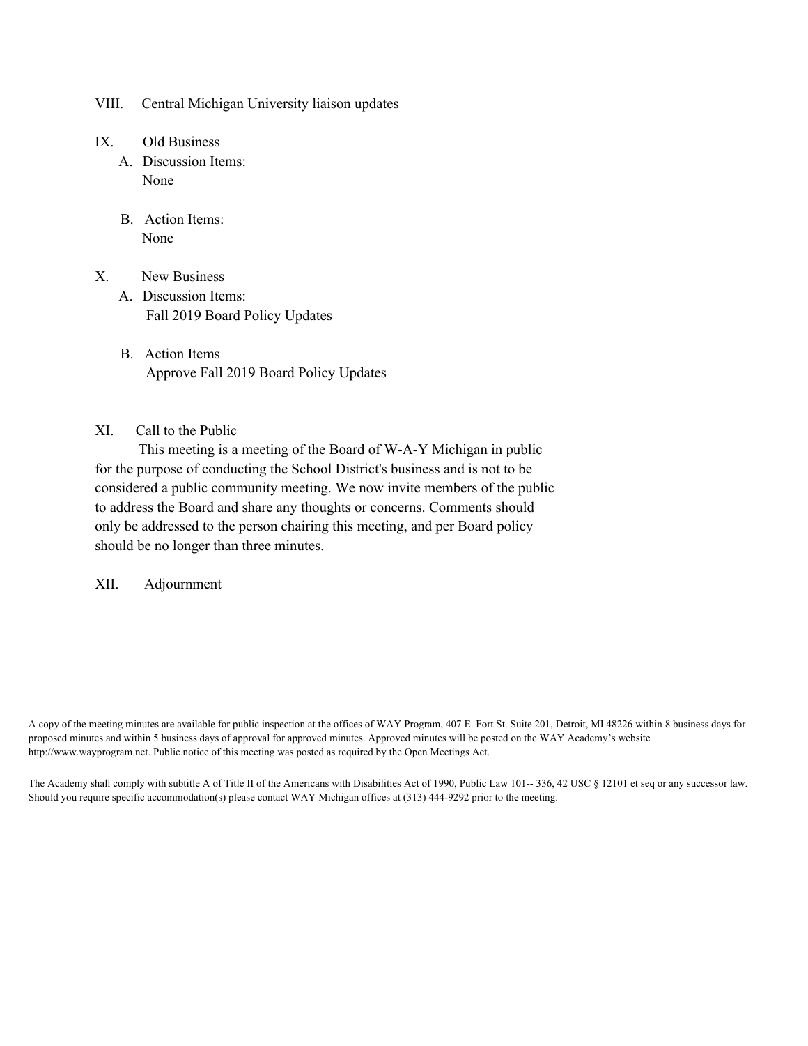VIII. Central Michigan University liaison updates

IX. Old Business

A. Discussion Items:
None

B. Action Items:
None

X. New Business

A. Discussion Items:
Fall 2019 Board Policy Updates

B. Action Items
Approve Fall 2019 Board Policy Updates

XI. Call to the Public

This meeting is a meeting of the Board of W-A-Y Michigan in public for the purpose of conducting the School District's business and is not to be considered a public community meeting. We now invite members of the public to address the Board and share any thoughts or concerns. Comments should only be addressed to the person chairing this meeting, and per Board policy should be no longer than three minutes.

XII. Adjournment

A copy of the meeting minutes are available for public inspection at the offices of WAY Program, 407 E. Fort St. Suite 201, Detroit, MI 48226 within 8 business days for proposed minutes and within 5 business days of approval for approved minutes. Approved minutes will be posted on the WAY Academy's website http://www.wayprogram.net. Public notice of this meeting was posted as required by the Open Meetings Act.

The Academy shall comply with subtitle A of Title II of the Americans with Disabilities Act of 1990, Public Law 101-- 336, 42 USC § 12101 et seq or any successor law. Should you require specific accommodation(s) please contact WAY Michigan offices at (313) 444-9292 prior to the meeting.